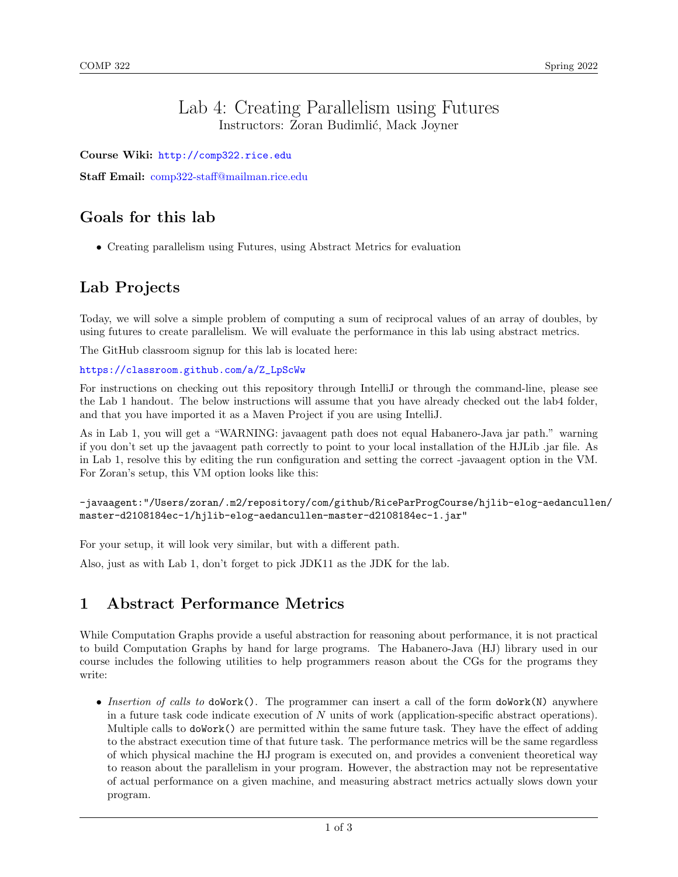COMP 322 Spring 2022

# Lab 4: Creating Parallelism using Futures

Instructors: Zoran Budimlić, Mack Joyner

**Course Wiki:** http://comp322.rice.edu

**Staff Email:** comp322-staff@mailman.rice.edu

## Goals for this lab

- Creating parallelism using Futures, using Abstract Metrics for evaluation

## Lab Projects

Today, we will solve a simple problem of computing a sum of reciprocal values of an array of doubles, by using futures to create parallelism. We will evaluate the performance in this lab using abstract metrics.

The GitHub classroom signup for this lab is located here:

https://classroom.github.com/a/Z_LpScWw

For instructions on checking out this repository through IntelliJ or through the command-line, please see the Lab 1 handout. The below instructions will assume that you have already checked out the lab4 folder, and that you have imported it as a Maven Project if you are using IntelliJ.

As in Lab 1, you will get a "WARNING: javaagent path does not equal Habanero-Java jar path." warning if you don't set up the javaagent path correctly to point to your local installation of the HJLib .jar file. As in Lab 1, resolve this by editing the run configuration and setting the correct -javaagent option in the VM. For Zoran's setup, this VM option looks like this:

```
-javaagent:"/Users/zoran/.m2/repository/com/github/RiceParProgCourse/hjlib-elog-aedancullen/
master-d2108184ec-1/hjlib-elog-aedancullen-master-d2108184ec-1.jar"
```

For your setup, it will look very similar, but with a different path.

Also, just as with Lab 1, don't forget to pick JDK11 as the JDK for the lab.

## 1 Abstract Performance Metrics

While Computation Graphs provide a useful abstraction for reasoning about performance, it is not practical to build Computation Graphs by hand for large programs. The Habanero-Java (HJ) library used in our course includes the following utilities to help programmers reason about the CGs for the programs they write:

- *Insertion of calls to* `doWork()`. The programmer can insert a call of the form `doWork(N)` anywhere in a future task code indicate execution of $N$ units of work (application-specific abstract operations). Multiple calls to `doWork()` are permitted within the same future task. They have the effect of adding to the abstract execution time of that future task. The performance metrics will be the same regardless of which physical machine the HJ program is executed on, and provides a convenient theoretical way to reason about the parallelism in your program. However, the abstraction may not be representative of actual performance on a given machine, and measuring abstract metrics actually slows down your program.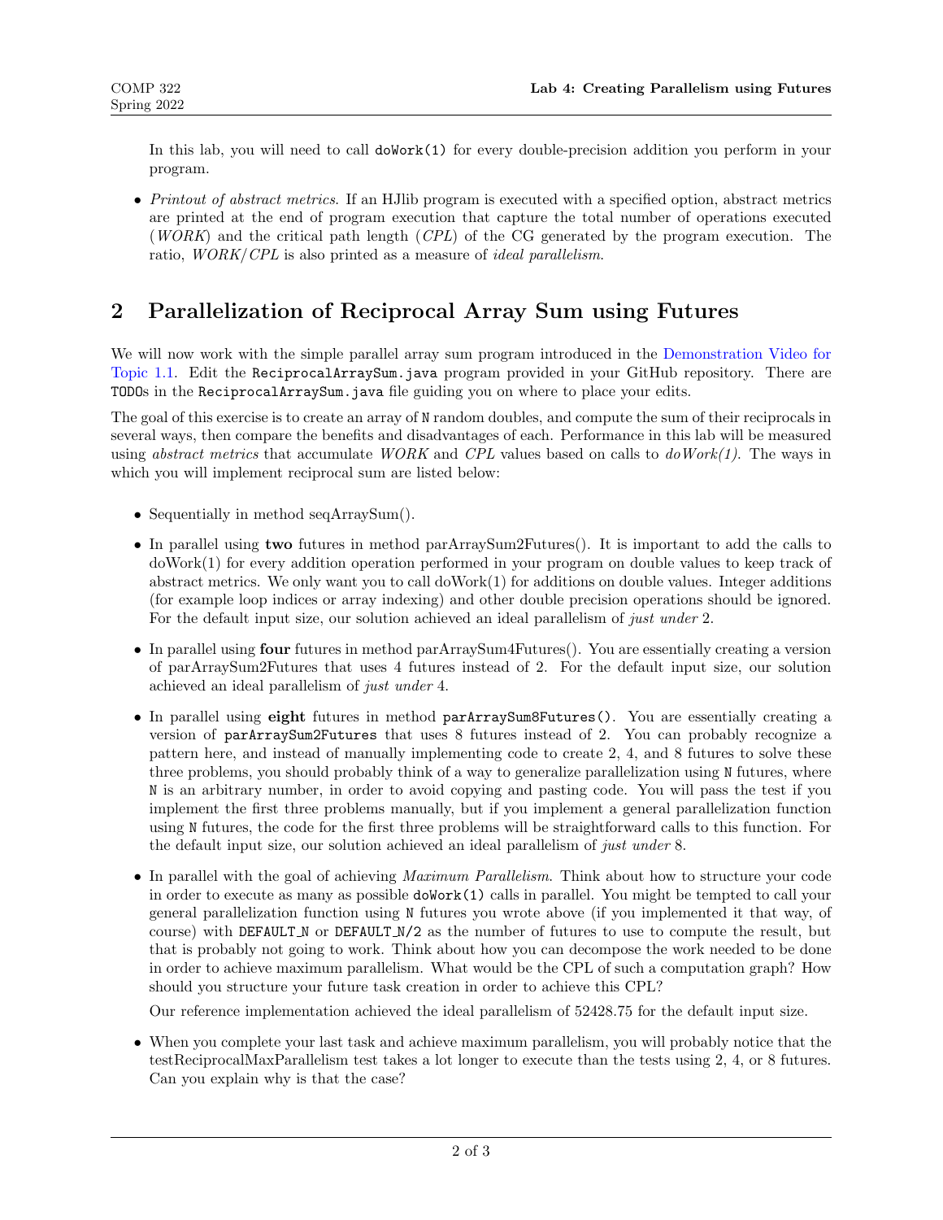In this lab, you will need to call `doWork(1)` for every double-precision addition you perform in your program.

- *Printout of abstract metrics.* If an HJlib program is executed with a specified option, abstract metrics are printed at the end of program execution that capture the total number of operations executed (*WORK*) and the critical path length (*CPL*) of the CG generated by the program execution. The ratio, *WORK*/*CPL* is also printed as a measure of *ideal parallelism*.

## 2 Parallelization of Reciprocal Array Sum using Futures

We will now work with the simple parallel array sum program introduced in the Demonstration Video for Topic 1.1. Edit the `ReciprocalArraySum.java` program provided in your GitHub repository. There are `TODO`s in the `ReciprocalArraySum.java` file guiding you on where to place your edits.

The goal of this exercise is to create an array of `N` random doubles, and compute the sum of their reciprocals in several ways, then compare the benefits and disadvantages of each. Performance in this lab will be measured using *abstract metrics* that accumulate *WORK* and *CPL* values based on calls to *doWork(1)*. The ways in which you will implement reciprocal sum are listed below:

- Sequentially in method seqArraySum().
- In parallel using **two** futures in method parArraySum2Futures(). It is important to add the calls to doWork(1) for every addition operation performed in your program on double values to keep track of abstract metrics. We only want you to call doWork(1) for additions on double values. Integer additions (for example loop indices or array indexing) and other double precision operations should be ignored. For the default input size, our solution achieved an ideal parallelism of *just under* 2.
- In parallel using **four** futures in method parArraySum4Futures(). You are essentially creating a version of parArraySum2Futures that uses 4 futures instead of 2. For the default input size, our solution achieved an ideal parallelism of *just under* 4.
- In parallel using **eight** futures in method `parArraySum8Futures()`. You are essentially creating a version of `parArraySum2Futures` that uses 8 futures instead of 2. You can probably recognize a pattern here, and instead of manually implementing code to create 2, 4, and 8 futures to solve these three problems, you should probably think of a way to generalize parallelization using `N` futures, where `N` is an arbitrary number, in order to avoid copying and pasting code. You will pass the test if you implement the first three problems manually, but if you implement a general parallelization function using `N` futures, the code for the first three problems will be straightforward calls to this function. For the default input size, our solution achieved an ideal parallelism of *just under* 8.
- In parallel with the goal of achieving *Maximum Parallelism*. Think about how to structure your code in order to execute as many as possible `doWork(1)` calls in parallel. You might be tempted to call your general parallelization function using `N` futures you wrote above (if you implemented it that way, of course) with `DEFAULT_N` or `DEFAULT_N/2` as the number of futures to use to compute the result, but that is probably not going to work. Think about how you can decompose the work needed to be done in order to achieve maximum parallelism. What would be the CPL of such a computation graph? How should you structure your future task creation in order to achieve this CPL?

  Our reference implementation achieved the ideal parallelism of 52428.75 for the default input size.
- When you complete your last task and achieve maximum parallelism, you will probably notice that the testReciprocalMaxParallelism test takes a lot longer to execute than the tests using 2, 4, or 8 futures. Can you explain why is that the case?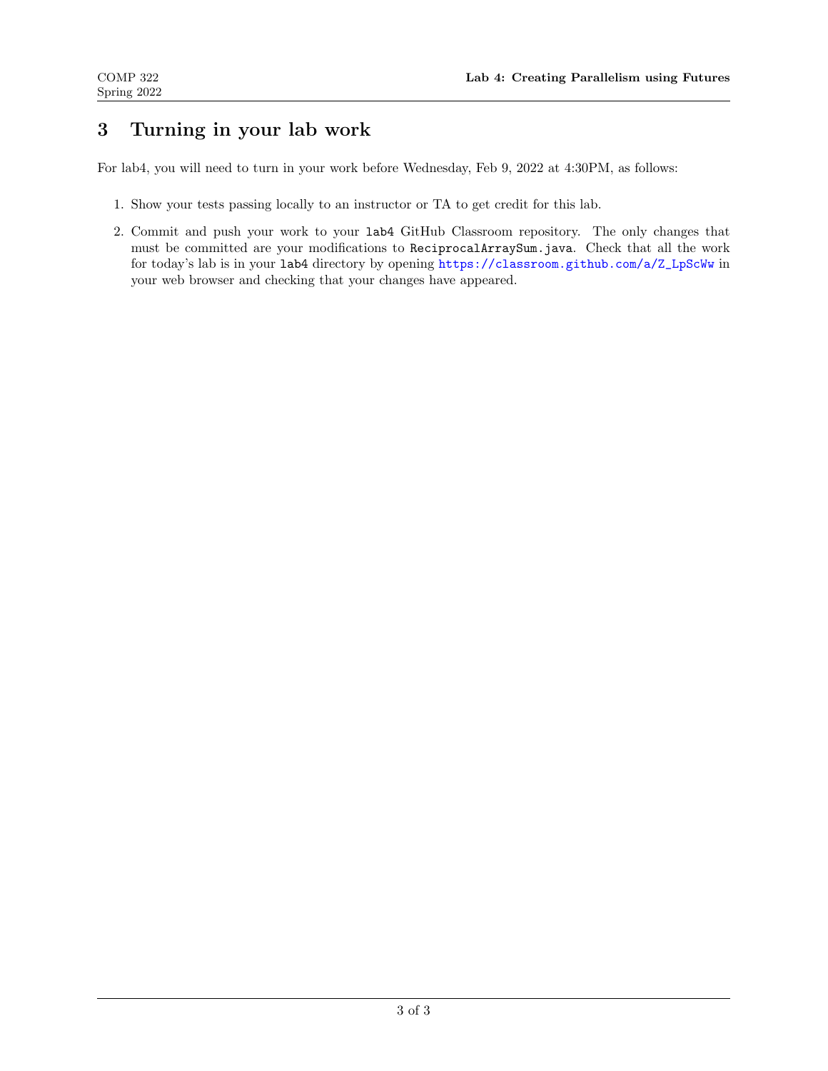## 3 Turning in your lab work

For lab4, you will need to turn in your work before Wednesday, Feb 9, 2022 at 4:30PM, as follows:

1. Show your tests passing locally to an instructor or TA to get credit for this lab.
2. Commit and push your work to your `lab4` GitHub Classroom repository. The only changes that must be committed are your modifications to `ReciprocalArraySum.java`. Check that all the work for today's lab is in your `lab4` directory by opening https://classroom.github.com/a/Z_LpScWw in your web browser and checking that your changes have appeared.